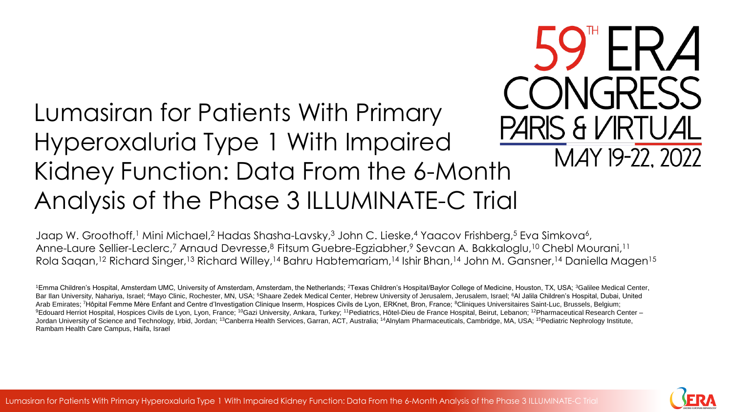# Lumasiran for Patients With Primary Hyperoxaluria Type 1 With Impaired Kidney Function: Data From the 6-Month Analysis of the Phase 3 ILLUMINATE-C Trial

59TH ERA CONGRESS PARIS & VIRTUAL MAY 19-22, 2022

Jaap W. Groothoff,[1] Mini Michael,[2] Hadas Shasha-Lavsky,[3] John C. Lieske,[4] Yaacov Frishberg,[5] Eva Simkova[6], Anne-Laure Sellier-Leclerc,[7] Arnaud Devresse,[8] Fitsum Guebre-Egziabher,[9] Sevcan A. Bakkaloglu,[10] Chebl Mourani,[11] Rola Saqan,[12] Richard Singer,[13] Richard Willey,[14] Bahru Habtemariam,[14] Ishir Bhan,[14] John M. Gansner,[14] Daniella Magen[15]

[1]Emma Children's Hospital, Amsterdam UMC, University of Amsterdam, Amsterdam, the Netherlands; [2]Texas Children's Hospital/Baylor College of Medicine, Houston, TX, USA; [3]Galilee Medical Center, Bar Ilan University, Nahariya, Israel; [4]Mayo Clinic, Rochester, MN, USA; [5]Shaare Zedek Medical Center, Hebrew University of Jerusalem, Jerusalem, Israel; [6]Al Jalila Children's Hospital, Dubai, United Arab Emirates; [7]Hôpital Femme Mère Enfant and Centre d'Investigation Clinique Inserm, Hospices Civils de Lyon, ERKnet, Bron, France; [8]Cliniques Universitaires Saint-Luc, Brussels, Belgium; [9]Edouard Herriot Hospital, Hospices Civils de Lyon, Lyon, France; [10]Gazi University, Ankara, Turkey; [11]Pediatrics, Hôtel-Dieu de France Hospital, Beirut, Lebanon; [12]Pharmaceutical Research Center – Jordan University of Science and Technology, Irbid, Jordan; [13]Canberra Health Services, Garran, ACT, Australia; [14]Alnylam Pharmaceuticals, Cambridge, MA, USA; [15]Pediatric Nephrology Institute, Rambam Health Care Campus, Haifa, Israel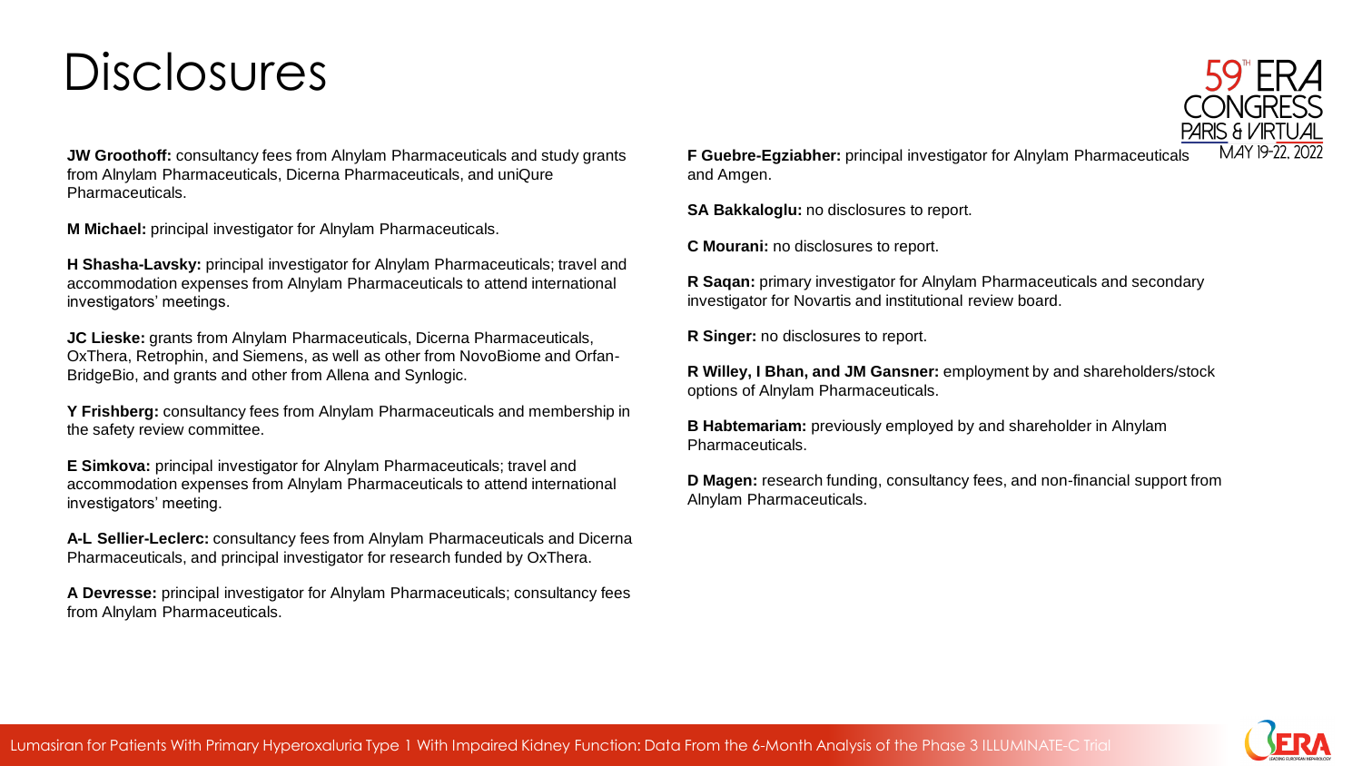# Disclosures

**JW Groothoff:** consultancy fees from Alnylam Pharmaceuticals and study grants from Alnylam Pharmaceuticals, Dicerna Pharmaceuticals, and uniQure Pharmaceuticals.

**M Michael:** principal investigator for Alnylam Pharmaceuticals.

**H Shasha-Lavsky:** principal investigator for Alnylam Pharmaceuticals; travel and accommodation expenses from Alnylam Pharmaceuticals to attend international investigators' meetings.

**JC Lieske:** grants from Alnylam Pharmaceuticals, Dicerna Pharmaceuticals, OxThera, Retrophin, and Siemens, as well as other from NovoBiome and Orfan-BridgeBio, and grants and other from Allena and Synlogic.

**Y Frishberg:** consultancy fees from Alnylam Pharmaceuticals and membership in the safety review committee.

**E Simkova:** principal investigator for Alnylam Pharmaceuticals; travel and accommodation expenses from Alnylam Pharmaceuticals to attend international investigators' meeting.

**A-L Sellier-Leclerc:** consultancy fees from Alnylam Pharmaceuticals and Dicerna Pharmaceuticals, and principal investigator for research funded by OxThera.

**A Devresse:** principal investigator for Alnylam Pharmaceuticals; consultancy fees from Alnylam Pharmaceuticals.

**F Guebre-Egziabher:** principal investigator for Alnylam Pharmaceuticals and Amgen.

**SA Bakkaloglu:** no disclosures to report.

**C Mourani:** no disclosures to report.

**R Saqan:** primary investigator for Alnylam Pharmaceuticals and secondary investigator for Novartis and institutional review board.

**R Singer:** no disclosures to report.

**R Willey, I Bhan, and JM Gansner:** employment by and shareholders/stock options of Alnylam Pharmaceuticals.

**B Habtemariam:** previously employed by and shareholder in Alnylam Pharmaceuticals.

**D Magen:** research funding, consultancy fees, and non-financial support from Alnylam Pharmaceuticals.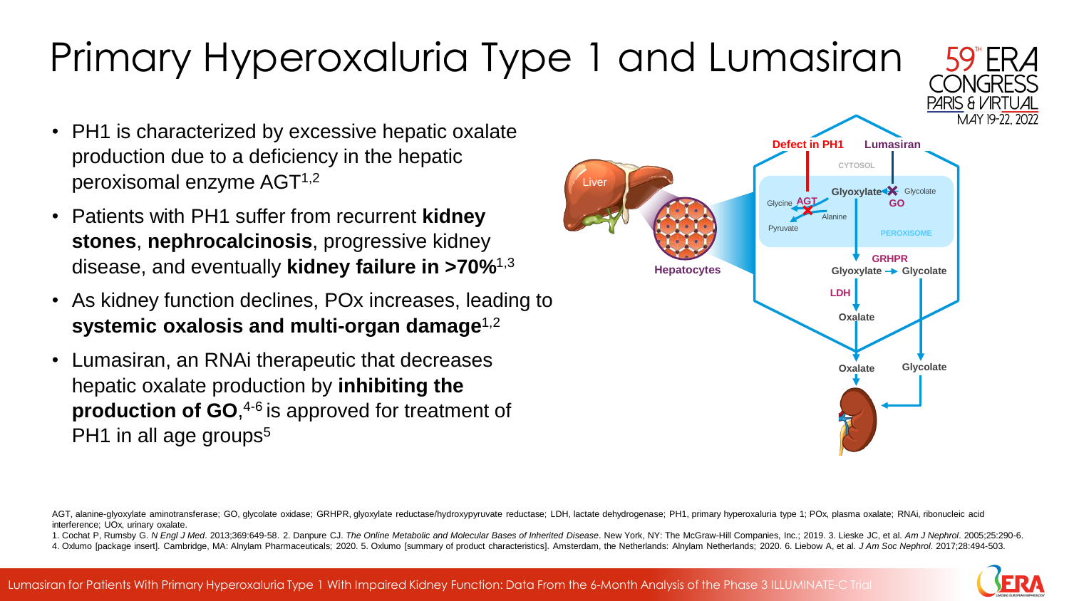# Primary Hyperoxaluria Type 1 and Lumasiran

- PH1 is characterized by excessive hepatic oxalate production due to a deficiency in the hepatic peroxisomal enzyme AGT[1,2]
- Patients with PH1 suffer from recurrent **kidney stones**, **nephrocalcinosis**, progressive kidney disease, and eventually **kidney failure in >70%**[1,3]
- As kidney function declines, POx increases, leading to **systemic oxalosis and multi-organ damage**[1,2]
- Lumasiran, an RNAi therapeutic that decreases hepatic oxalate production by **inhibiting the production of GO**,[4-6] is approved for treatment of PH1 in all age groups[5]

Liver

Hepatocytes

Defect in PH1 | Lumasiran

CYTOSOL

Glycine AGT Glyoxylate Glycolate GO

Pyruvate Alanine

PEROXISOME

GRHPR

Glyoxylate → Glycolate

LDH

Oxalate

Oxalate | Glycolate

AGT, alanine-glyoxylate aminotransferase; GO, glycolate oxidase; GRHPR, glyoxylate reductase/hydroxypyruvate reductase; LDH, lactate dehydrogenase; PH1, primary hyperoxaluria type 1; POx, plasma oxalate; RNAi, ribonucleic acid interference; UOx, urinary oxalate.

1. Cochat P, Rumsby G. *N Engl J Med*. 2013;369:649-58. 2. Danpure CJ. *The Online Metabolic and Molecular Bases of Inherited Disease*. New York, NY: The McGraw-Hill Companies, Inc.; 2019. 3. Lieske JC, et al. *Am J Nephrol*. 2005;25:290-6. 4. Oxlumo [package insert]. Cambridge, MA: Alnylam Pharmaceuticals; 2020. 5. Oxlumo [summary of product characteristics]. Amsterdam, the Netherlands: Alnylam Netherlands; 2020. 6. Liebow A, et al. *J Am Soc Nephrol*. 2017;28:494-503.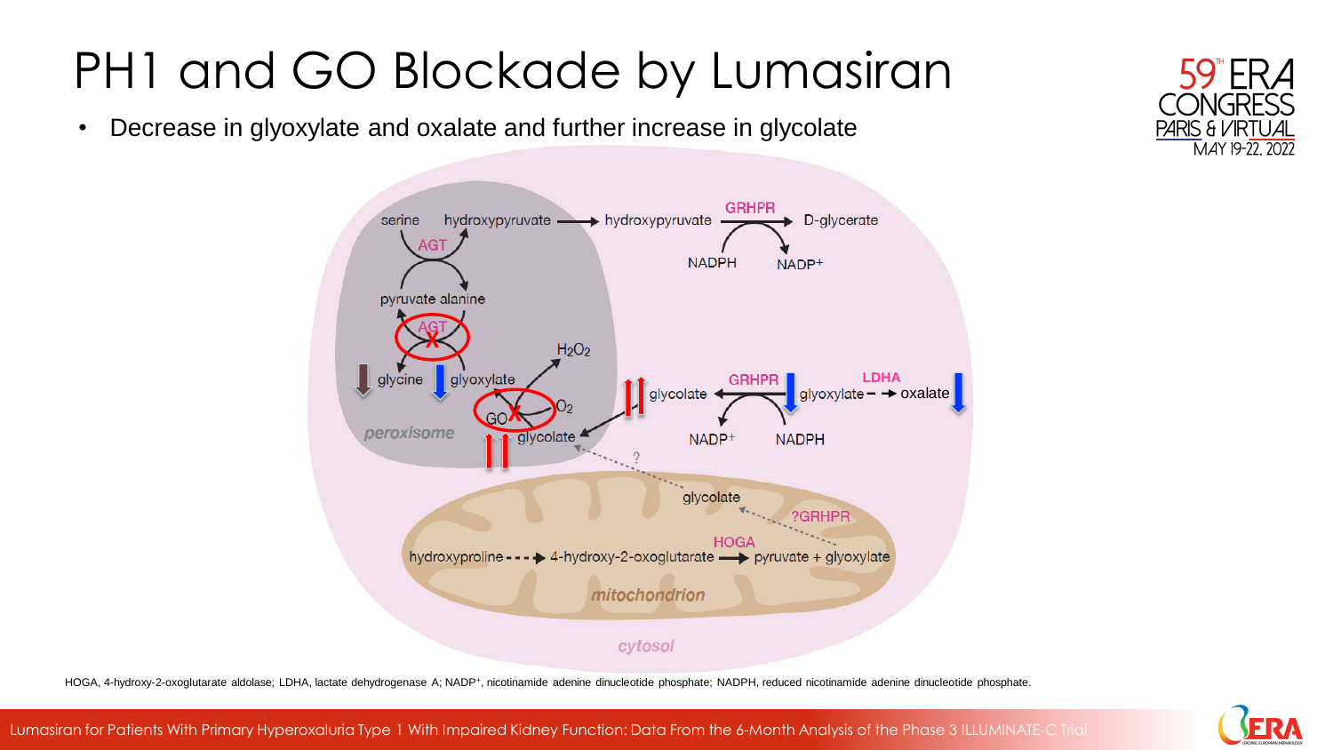# PH1 and GO Blockade by Lumasiran

- Decrease in glyoxylate and oxalate and further increase in glycolate

serine hydroxypyruvate → hydroxypyruvate —GRHPR→ D-glycerate

NADPH NADP+

AGT

pyruvate alanine

AGT

glycine glyoxylate

$H_2O_2$

GO $O_2$

glycolate

glycolate ← GRHPR — glyoxylate – – → oxalate (LDHA)

NADP+ NADPH

peroxisome

?

glycolate

?GRHPR

HOGA

hydroxyproline - - - → 4-hydroxy-2-oxoglutarate → pyruvate + glyoxylate

mitochondrion

cytosol

HOGA, 4-hydroxy-2-oxoglutarate aldolase; LDHA, lactate dehydrogenase A; NADP+, nicotinamide adenine dinucleotide phosphate; NADPH, reduced nicotinamide adenine dinucleotide phosphate.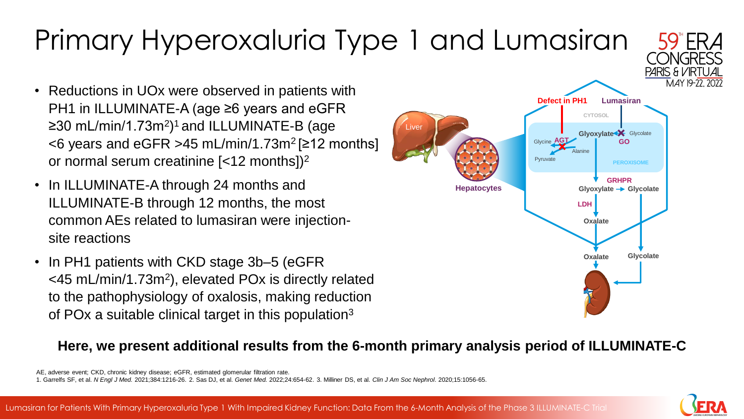# Primary Hyperoxaluria Type 1 and Lumasiran

- Reductions in UOx were observed in patients with PH1 in ILLUMINATE-A (age ≥6 years and eGFR ≥30 mL/min/1.73m$^2$)[1] and ILLUMINATE-B (age <6 years and eGFR >45 mL/min/1.73m$^2$ [≥12 months] or normal serum creatinine [<12 months])[2]
- In ILLUMINATE-A through 24 months and ILLUMINATE-B through 12 months, the most common AEs related to lumasiran were injection-site reactions
- In PH1 patients with CKD stage 3b–5 (eGFR <45 mL/min/1.73m$^2$), elevated POx is directly related to the pathophysiology of oxalosis, making reduction of POx a suitable clinical target in this population[3]

Liver

Hepatocytes

Defect in PH1

Lumasiran

CYTOSOL

Glycine AGT

Glyoxylate

Glycolate GO

Alanine

Pyruvate

PEROXISOME

GRHPR

Glyoxylate → Glycolate

LDH

Oxalate

Oxalate

Glycolate

**Here, we present additional results from the 6-month primary analysis period of ILLUMINATE-C**

AE, adverse event; CKD, chronic kidney disease; eGFR, estimated glomerular filtration rate.

1. Garrelfs SF, et al. *N Engl J Med.* 2021;384:1216-26. 2. Sas DJ, et al. *Genet Med.* 2022;24:654-62. 3. Milliner DS, et al. *Clin J Am Soc Nephrol*. 2020;15:1056-65.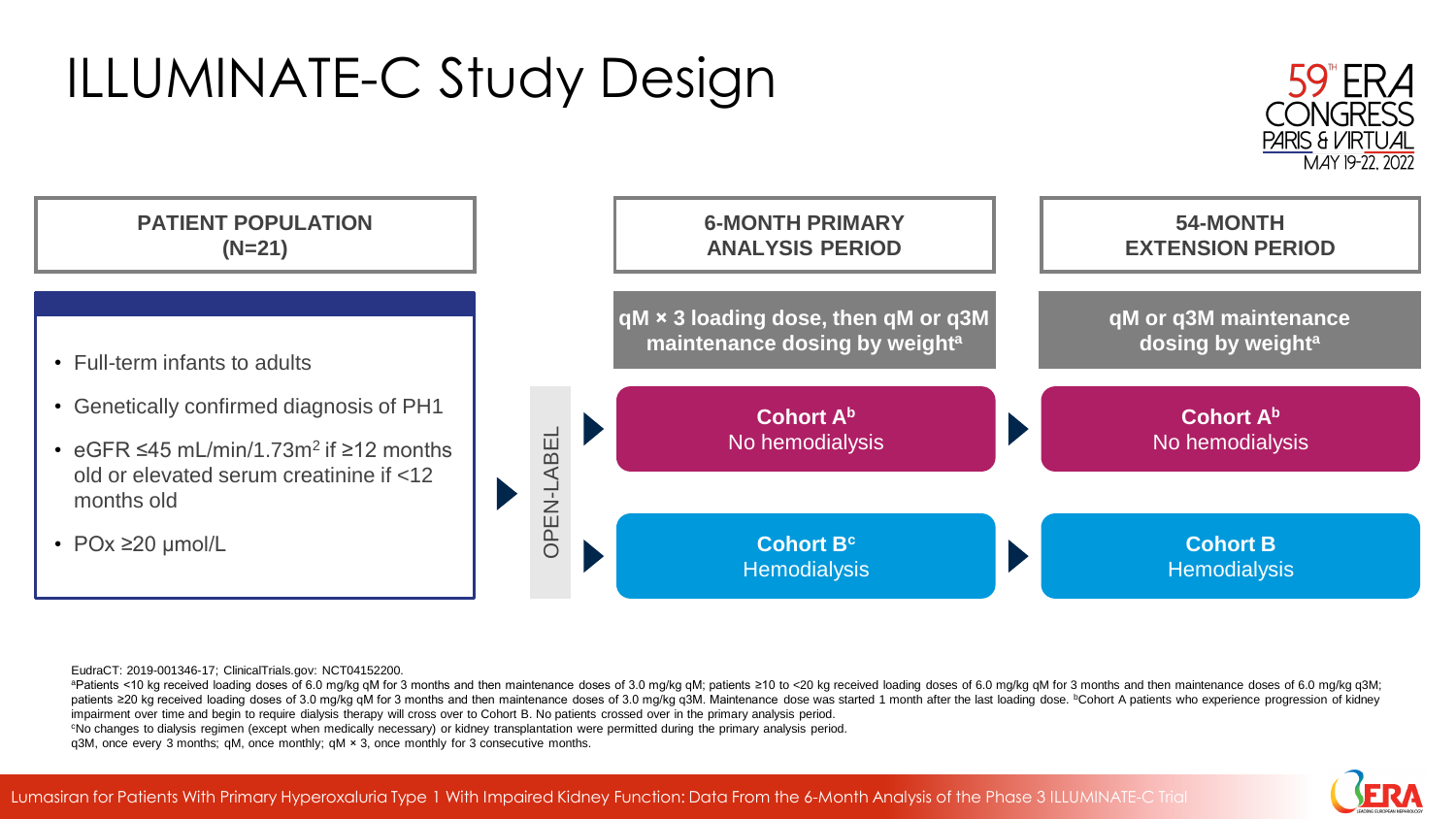# ILLUMINATE-C Study Design

**PATIENT POPULATION (N=21)**

- Full-term infants to adults
- Genetically confirmed diagnosis of PH1
- eGFR ≤45 mL/min/1.73m$^2$ if ≥12 months old or elevated serum creatinine if <12 months old
- POx ≥20 µmol/L

OPEN-LABEL

**6-MONTH PRIMARY ANALYSIS PERIOD**

**qM × 3 loading dose, then qM or q3M maintenance dosing by weight[a]**

- **Cohort A[b]** No hemodialysis
- **Cohort B[c]** Hemodialysis

**54-MONTH EXTENSION PERIOD**

**qM or q3M maintenance dosing by weight[a]**

- **Cohort A[b]** No hemodialysis
- **Cohort B** Hemodialysis

EudraCT: 2019-001346-17; ClinicalTrials.gov: NCT04152200.

[a]Patients <10 kg received loading doses of 6.0 mg/kg qM for 3 months and then maintenance doses of 3.0 mg/kg qM; patients ≥10 to <20 kg received loading doses of 6.0 mg/kg qM for 3 months and then maintenance doses of 6.0 mg/kg q3M; patients ≥20 kg received loading doses of 3.0 mg/kg qM for 3 months and then maintenance doses of 3.0 mg/kg q3M. Maintenance dose was started 1 month after the last loading dose. [b]Cohort A patients who experience progression of kidney impairment over time and begin to require dialysis therapy will cross over to Cohort B. No patients crossed over in the primary analysis period.

[c]No changes to dialysis regimen (except when medically necessary) or kidney transplantation were permitted during the primary analysis period.

q3M, once every 3 months; qM, once monthly; qM × 3, once monthly for 3 consecutive months.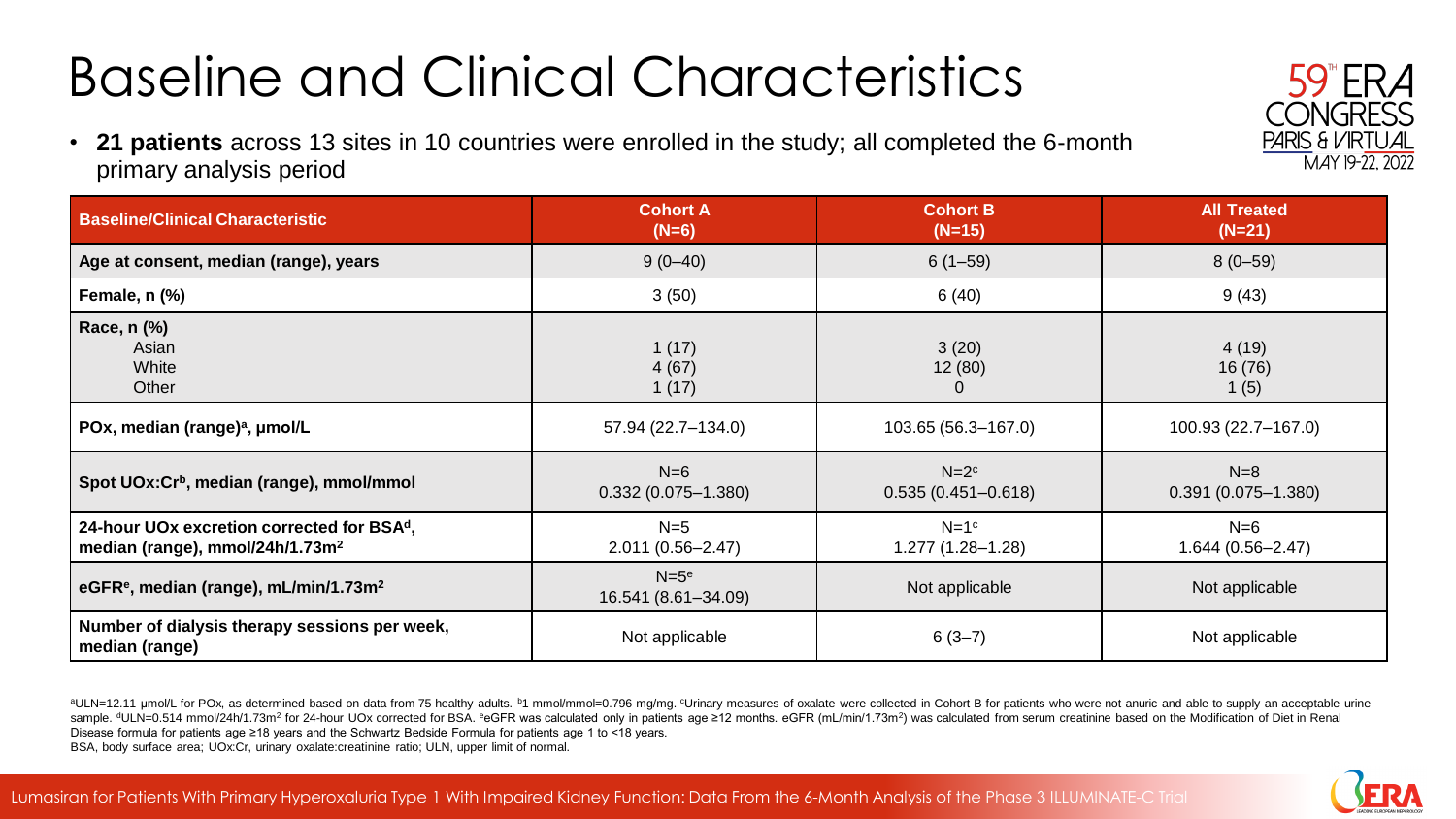# Baseline and Clinical Characteristics

- **21 patients** across 13 sites in 10 countries were enrolled in the study; all completed the 6-month primary analysis period

| Baseline/Clinical Characteristic | Cohort A (N=6) | Cohort B (N=15) | All Treated (N=21) |
|---|---|---|---|
| **Age at consent, median (range), years** | 9 (0–40) | 6 (1–59) | 8 (0–59) |
| **Female, n (%)** | 3 (50) | 6 (40) | 9 (43) |
| **Race, n (%)** | | | |
| Asian | 1 (17) | 3 (20) | 4 (19) |
| White | 4 (67) | 12 (80) | 16 (76) |
| Other | 1 (17) | 0 | 1 (5) |
| **POx, median (range)[a], μmol/L** | 57.94 (22.7–134.0) | 103.65 (56.3–167.0) | 100.93 (22.7–167.0) |
| **Spot UOx:Cr[b], median (range), mmol/mmol** | N=6<br>0.332 (0.075–1.380) | N=2[c]<br>0.535 (0.451–0.618) | N=8<br>0.391 (0.075–1.380) |
| **24-hour UOx excretion corrected for BSA[d], median (range), mmol/24h/1.73m²** | N=5<br>2.011 (0.56–2.47) | N=1[c]<br>1.277 (1.28–1.28) | N=6<br>1.644 (0.56–2.47) |
| **eGFR[e], median (range), mL/min/1.73m²** | N=5[e]<br>16.541 (8.61–34.09) | Not applicable | Not applicable |
| **Number of dialysis therapy sessions per week, median (range)** | Not applicable | 6 (3–7) | Not applicable |

[a]ULN=12.11 μmol/L for POx, as determined based on data from 75 healthy adults. [b]1 mmol/mmol=0.796 mg/mg. [c]Urinary measures of oxalate were collected in Cohort B for patients who were not anuric and able to supply an acceptable urine sample. [d]ULN=0.514 mmol/24h/1.73m² for 24-hour UOx corrected for BSA. [e]eGFR was calculated only in patients age ≥12 months. eGFR (mL/min/1.73m²) was calculated from serum creatinine based on the Modification of Diet in Renal Disease formula for patients age ≥18 years and the Schwartz Bedside Formula for patients age 1 to <18 years.
BSA, body surface area; UOx:Cr, urinary oxalate:creatinine ratio; ULN, upper limit of normal.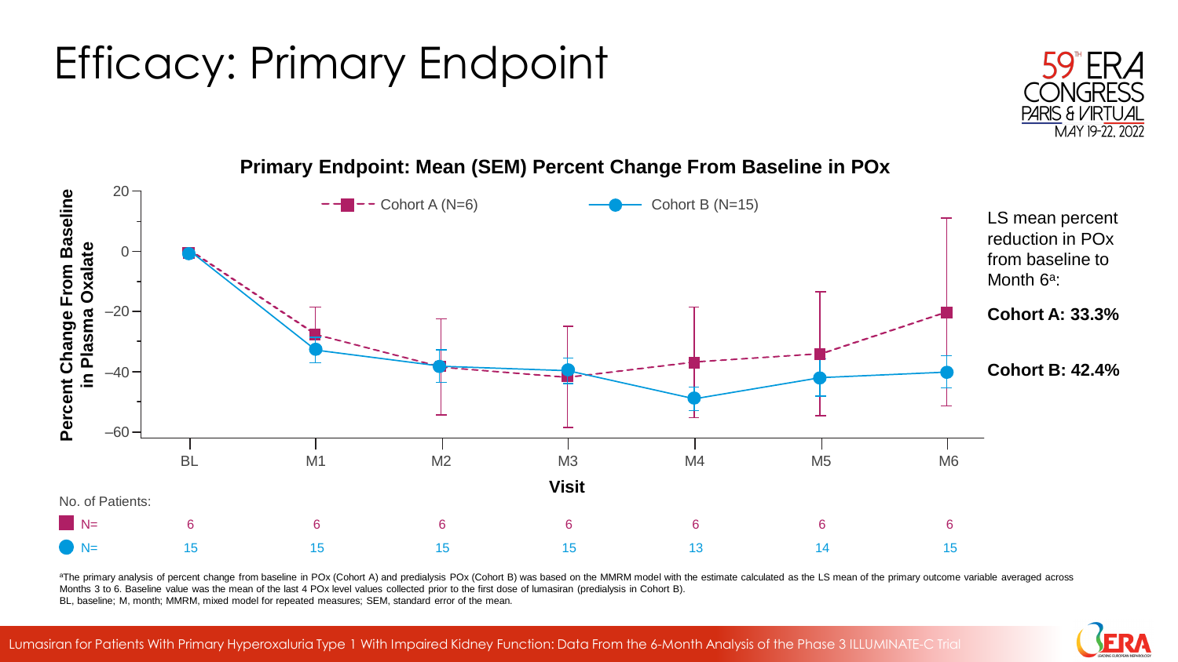# Efficacy: Primary Endpoint

**Primary Endpoint: Mean (SEM) Percent Change From Baseline in POx**

Percent Change From Baseline in Plasma Oxalate

Cohort A (N=6) | Cohort B (N=15)

Visit: BL, M1, M2, M3, M4, M5, M6

No. of Patients:

| | BL | M1 | M2 | M3 | M4 | M5 | M6 |
|---|---|---|---|---|---|---|---|
| Cohort A N= | 6 | 6 | 6 | 6 | 6 | 6 | 6 |
| Cohort B N= | 15 | 15 | 15 | 15 | 13 | 14 | 15 |

LS mean percent reduction in POx from baseline to Month 6[a]:

**Cohort A: 33.3%**

**Cohort B: 42.4%**

[a]The primary analysis of percent change from baseline in POx (Cohort A) and predialysis POx (Cohort B) was based on the MMRM model with the estimate calculated as the LS mean of the primary outcome variable averaged across Months 3 to 6. Baseline value was the mean of the last 4 POx level values collected prior to the first dose of lumasiran (predialysis in Cohort B).

BL, baseline; M, month; MMRM, mixed model for repeated measures; SEM, standard error of the mean.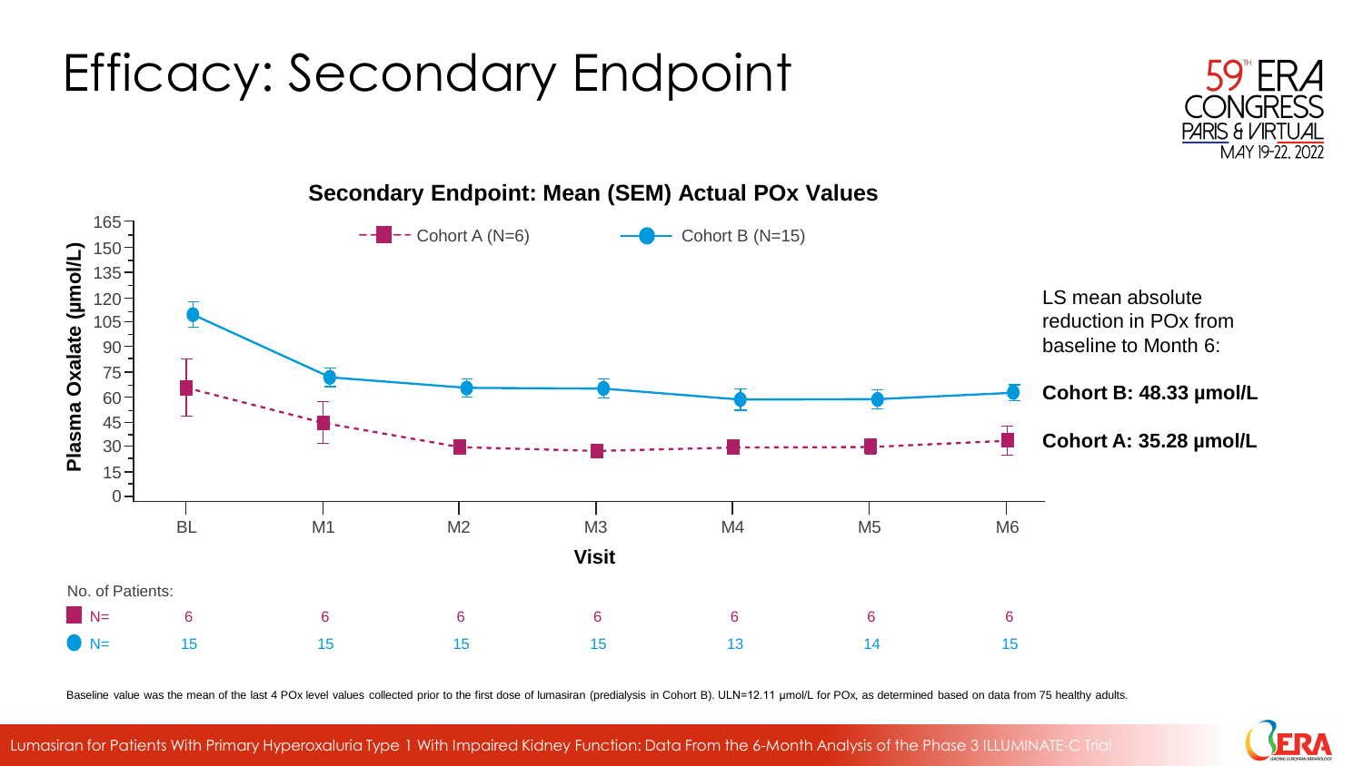# Efficacy: Secondary Endpoint

**Secondary Endpoint: Mean (SEM) Actual POx Values**

LS mean absolute reduction in POx from baseline to Month 6:

**Cohort B: 48.33 µmol/L**

**Cohort A: 35.28 µmol/L**

No. of Patients:

| | BL | M1 | M2 | M3 | M4 | M5 | M6 |
|---|---|---|---|---|---|---|---|
| Cohort A (N=6) N= | 6 | 6 | 6 | 6 | 6 | 6 | 6 |
| Cohort B (N=15) N= | 15 | 15 | 15 | 15 | 13 | 14 | 15 |

Baseline value was the mean of the last 4 POx level values collected prior to the first dose of lumasiran (predialysis in Cohort B). ULN=12.11 µmol/L for POx, as determined based on data from 75 healthy adults.

Lumasiran for Patients With Primary Hyperoxaluria Type 1 With Impaired Kidney Function: Data From the 6-Month Analysis of the Phase 3 ILLUMINATE-C Trial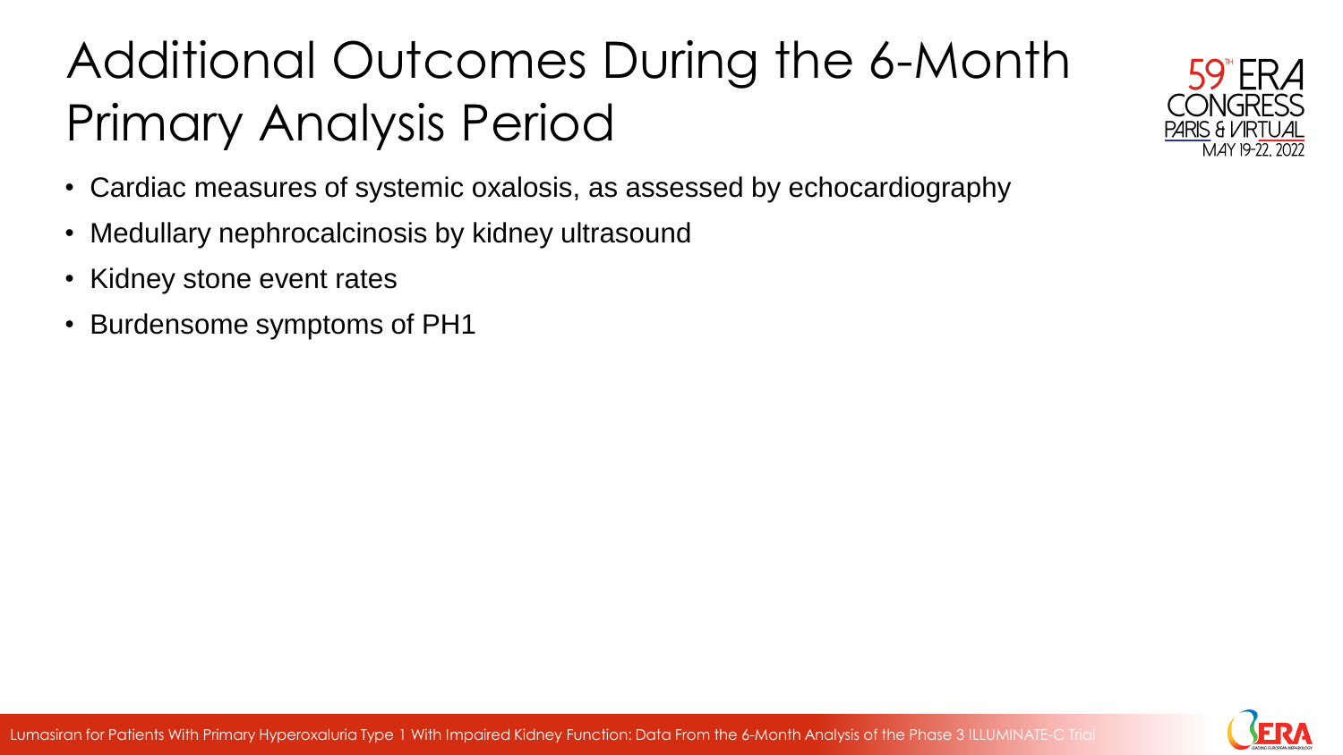# Additional Outcomes During the 6-Month Primary Analysis Period

- Cardiac measures of systemic oxalosis, as assessed by echocardiography
- Medullary nephrocalcinosis by kidney ultrasound
- Kidney stone event rates
- Burdensome symptoms of PH1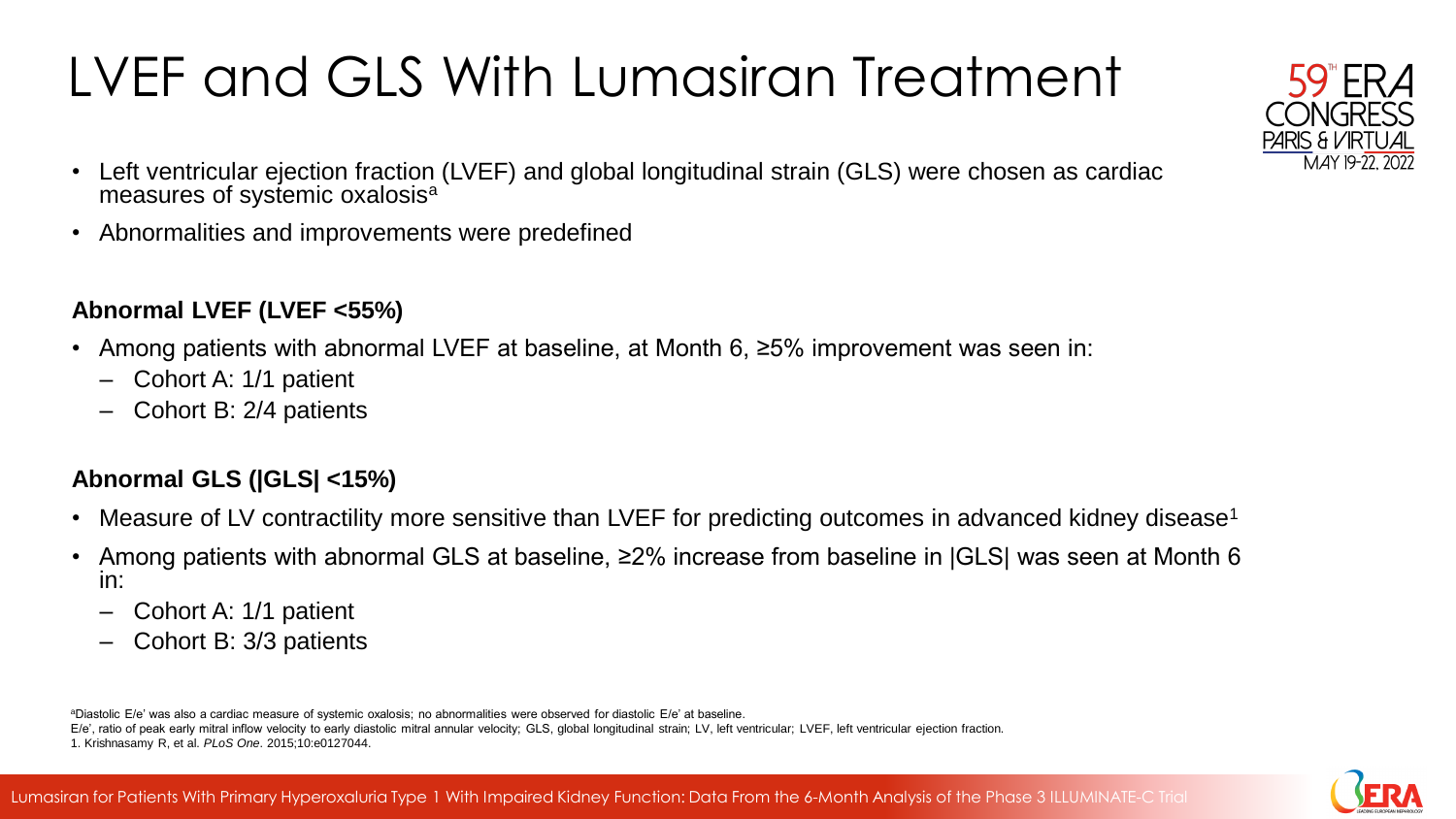# LVEF and GLS With Lumasiran Treatment

- Left ventricular ejection fraction (LVEF) and global longitudinal strain (GLS) were chosen as cardiac measures of systemic oxalosis[a]
- Abnormalities and improvements were predefined

**Abnormal LVEF (LVEF <55%)**

- Among patients with abnormal LVEF at baseline, at Month 6, ≥5% improvement was seen in:
  - Cohort A: 1/1 patient
  - Cohort B: 2/4 patients

**Abnormal GLS (|GLS| <15%)**

- Measure of LV contractility more sensitive than LVEF for predicting outcomes in advanced kidney disease[1]
- Among patients with abnormal GLS at baseline, ≥2% increase from baseline in |GLS| was seen at Month 6 in:
  - Cohort A: 1/1 patient
  - Cohort B: 3/3 patients

[a]Diastolic E/e' was also a cardiac measure of systemic oxalosis; no abnormalities were observed for diastolic E/e' at baseline.
E/e', ratio of peak early mitral inflow velocity to early diastolic mitral annular velocity; GLS, global longitudinal strain; LV, left ventricular; LVEF, left ventricular ejection fraction.
1. Krishnasamy R, et al. *PLoS One*. 2015;10:e0127044.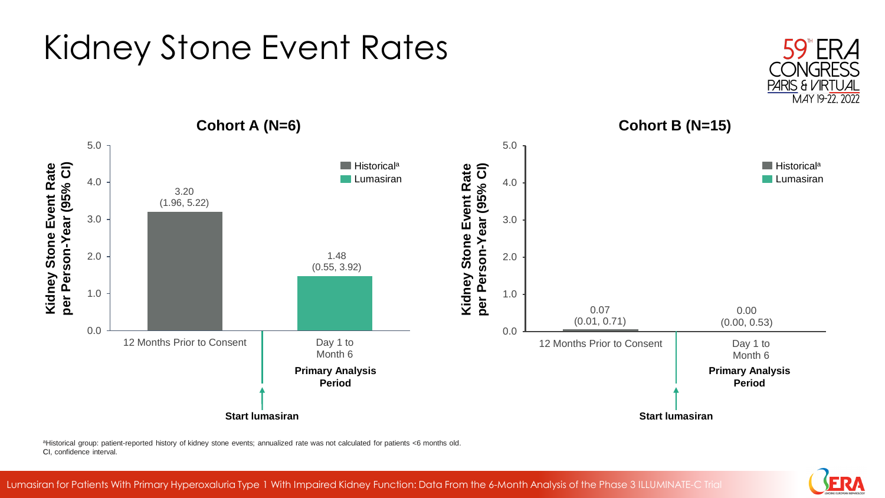# Kidney Stone Event Rates

## Cohort A (N=6)

Kidney Stone Event Rate per Person-Year (95% CI)

| | Historical[a] | Lumasiran |
|---|---|---|
| 12 Months Prior to Consent | 3.20 (1.96, 5.22) | |
| Day 1 to Month 6 (Primary Analysis Period) | | 1.48 (0.55, 3.92) |

**Start lumasiran**

## Cohort B (N=15)

Kidney Stone Event Rate per Person-Year (95% CI)

| | Historical[a] | Lumasiran |
|---|---|---|
| 12 Months Prior to Consent | 0.07 (0.01, 0.71) | |
| Day 1 to Month 6 (Primary Analysis Period) | | 0.00 (0.00, 0.53) |

**Start lumasiran**

[a]Historical group: patient-reported history of kidney stone events; annualized rate was not calculated for patients <6 months old.
CI, confidence interval.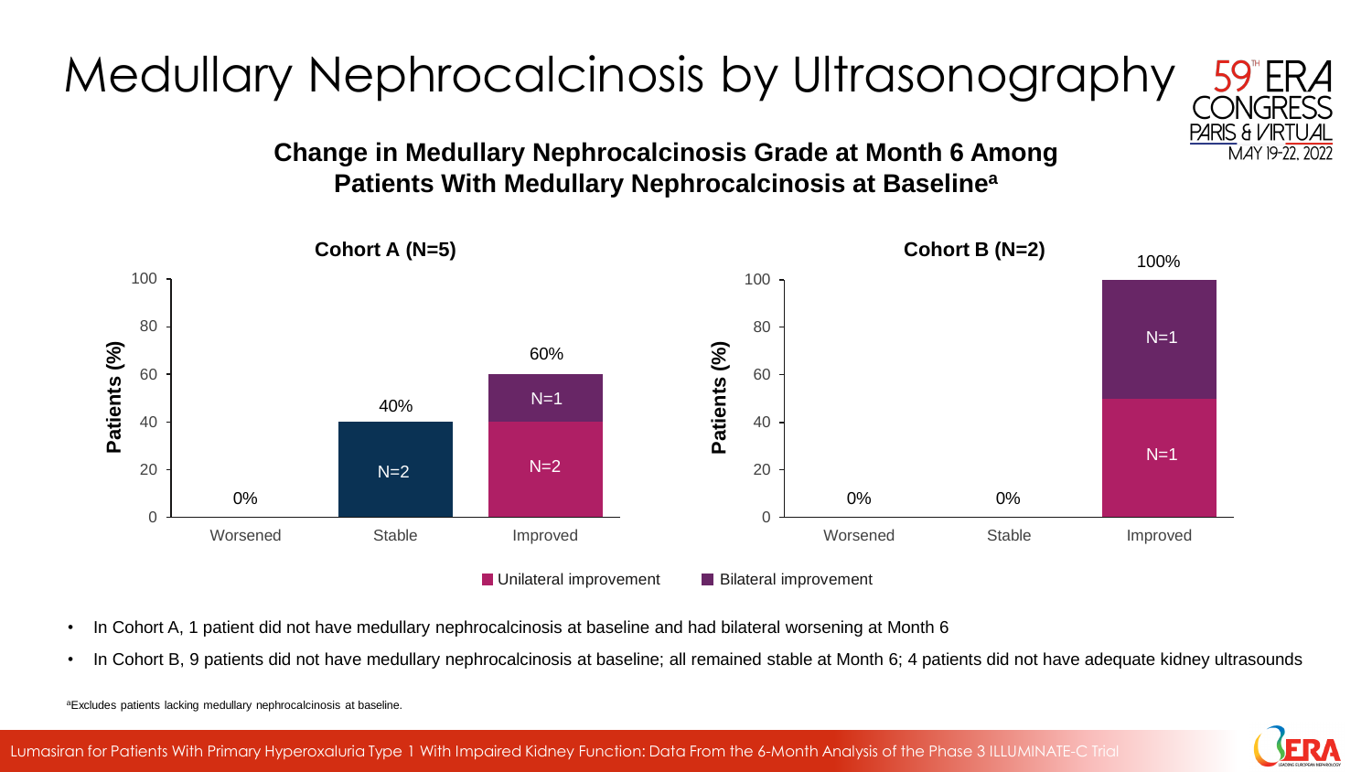# Medullary Nephrocalcinosis by Ultrasonography

**Change in Medullary Nephrocalcinosis Grade at Month 6 Among Patients With Medullary Nephrocalcinosis at Baseline[a]**

**Cohort A (N=5)**

| | Worsened | Stable | Improved |
|---|---|---|---|
| Patients (%) | 0% | 40% (N=2) | 60% |
| Unilateral improvement | | | N=2 |
| Bilateral improvement | | | N=1 |

**Cohort B (N=2)**

| | Worsened | Stable | Improved |
|---|---|---|---|
| Patients (%) | 0% | 0% | 100% |
| Unilateral improvement | | | N=1 |
| Bilateral improvement | | | N=1 |

- In Cohort A, 1 patient did not have medullary nephrocalcinosis at baseline and had bilateral worsening at Month 6
- In Cohort B, 9 patients did not have medullary nephrocalcinosis at baseline; all remained stable at Month 6; 4 patients did not have adequate kidney ultrasounds

[a]Excludes patients lacking medullary nephrocalcinosis at baseline.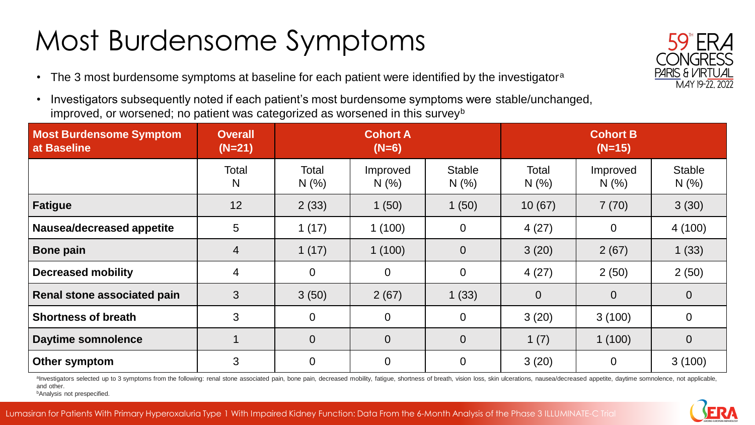# Most Burdensome Symptoms

- The 3 most burdensome symptoms at baseline for each patient were identified by the investigator[a]
- Investigators subsequently noted if each patient's most burdensome symptoms were stable/unchanged, improved, or worsened; no patient was categorized as worsened in this survey[b]

| Most Burdensome Symptom at Baseline | Overall (N=21) | Cohort A (N=6) | | | Cohort B (N=15) | | |
|---|---|---|---|---|---|---|---|
| | Total N | Total N (%) | Improved N (%) | Stable N (%) | Total N (%) | Improved N (%) | Stable N (%) |
| **Fatigue** | 12 | 2 (33) | 1 (50) | 1 (50) | 10 (67) | 7 (70) | 3 (30) |
| **Nausea/decreased appetite** | 5 | 1 (17) | 1 (100) | 0 | 4 (27) | 0 | 4 (100) |
| **Bone pain** | 4 | 1 (17) | 1 (100) | 0 | 3 (20) | 2 (67) | 1 (33) |
| **Decreased mobility** | 4 | 0 | 0 | 0 | 4 (27) | 2 (50) | 2 (50) |
| **Renal stone associated pain** | 3 | 3 (50) | 2 (67) | 1 (33) | 0 | 0 | 0 |
| **Shortness of breath** | 3 | 0 | 0 | 0 | 3 (20) | 3 (100) | 0 |
| **Daytime somnolence** | 1 | 0 | 0 | 0 | 1 (7) | 1 (100) | 0 |
| **Other symptom** | 3 | 0 | 0 | 0 | 3 (20) | 0 | 3 (100) |

[a]Investigators selected up to 3 symptoms from the following: renal stone associated pain, bone pain, decreased mobility, fatigue, shortness of breath, vision loss, skin ulcerations, nausea/decreased appetite, daytime somnolence, not applicable, and other.
[b]Analysis not prespecified.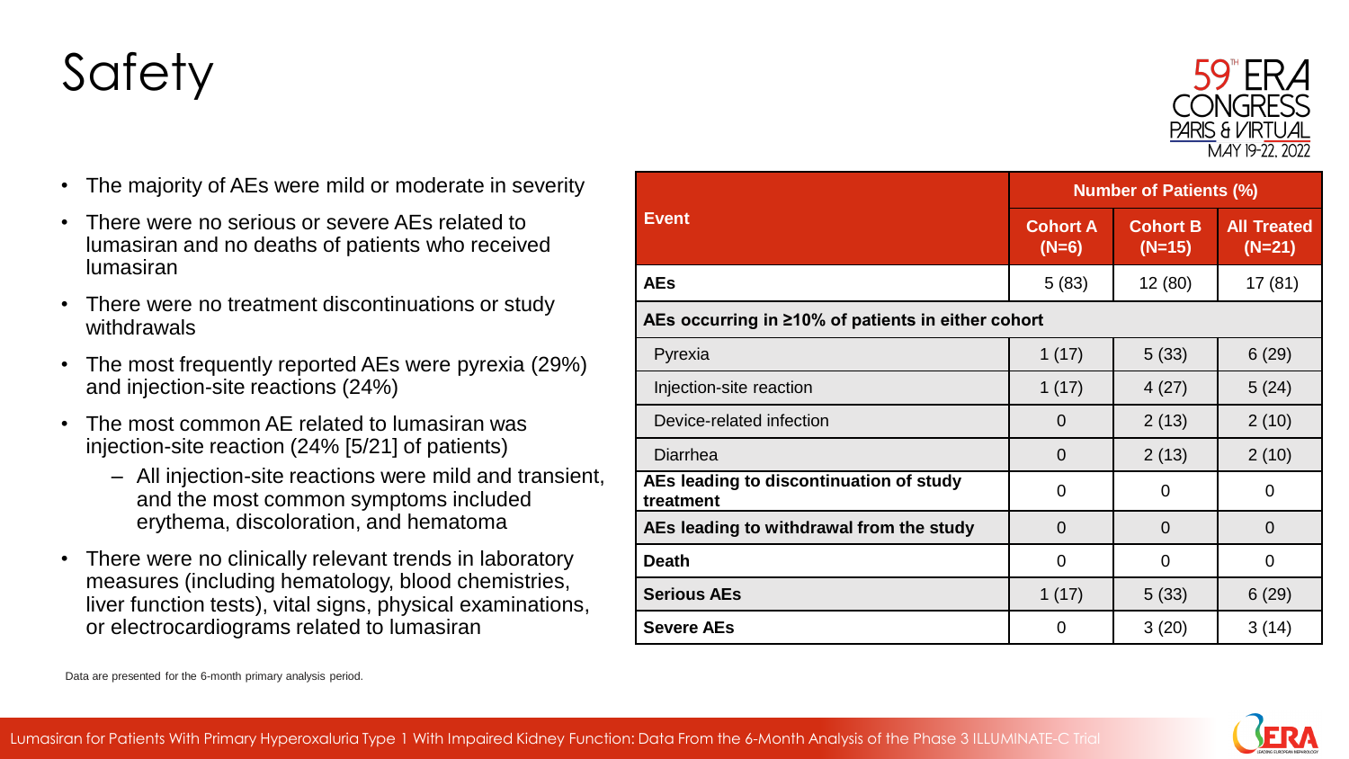# Safety

- The majority of AEs were mild or moderate in severity
- There were no serious or severe AEs related to lumasiran and no deaths of patients who received lumasiran
- There were no treatment discontinuations or study withdrawals
- The most frequently reported AEs were pyrexia (29%) and injection-site reactions (24%)
- The most common AE related to lumasiran was injection-site reaction (24% [5/21] of patients)
  - All injection-site reactions were mild and transient, and the most common symptoms included erythema, discoloration, and hematoma
- There were no clinically relevant trends in laboratory measures (including hematology, blood chemistries, liver function tests), vital signs, physical examinations, or electrocardiograms related to lumasiran

| Event | Number of Patients (%) | | |
|---|---|---|---|
| | Cohort A (N=6) | Cohort B (N=15) | All Treated (N=21) |
| **AEs** | 5 (83) | 12 (80) | 17 (81) |
| **AEs occurring in ≥10% of patients in either cohort** | | | |
| Pyrexia | 1 (17) | 5 (33) | 6 (29) |
| Injection-site reaction | 1 (17) | 4 (27) | 5 (24) |
| Device-related infection | 0 | 2 (13) | 2 (10) |
| Diarrhea | 0 | 2 (13) | 2 (10) |
| **AEs leading to discontinuation of study treatment** | 0 | 0 | 0 |
| **AEs leading to withdrawal from the study** | 0 | 0 | 0 |
| **Death** | 0 | 0 | 0 |
| **Serious AEs** | 1 (17) | 5 (33) | 6 (29) |
| **Severe AEs** | 0 | 3 (20) | 3 (14) |

Data are presented for the 6-month primary analysis period.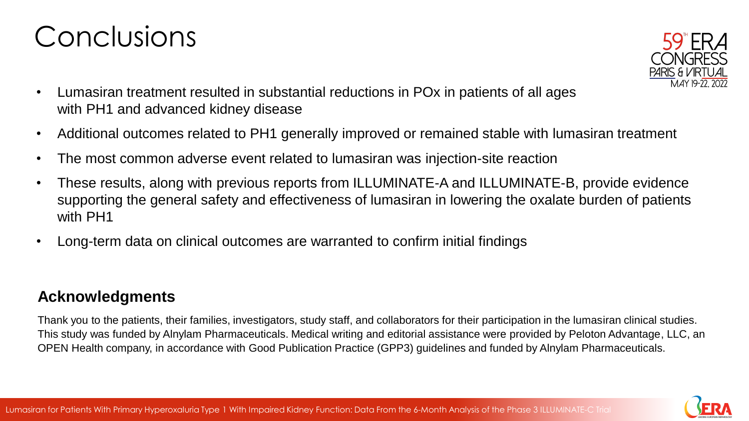# Conclusions

- Lumasiran treatment resulted in substantial reductions in POx in patients of all ages with PH1 and advanced kidney disease
- Additional outcomes related to PH1 generally improved or remained stable with lumasiran treatment
- The most common adverse event related to lumasiran was injection-site reaction
- These results, along with previous reports from ILLUMINATE-A and ILLUMINATE-B, provide evidence supporting the general safety and effectiveness of lumasiran in lowering the oxalate burden of patients with PH1
- Long-term data on clinical outcomes are warranted to confirm initial findings

## Acknowledgments

Thank you to the patients, their families, investigators, study staff, and collaborators for their participation in the lumasiran clinical studies. This study was funded by Alnylam Pharmaceuticals. Medical writing and editorial assistance were provided by Peloton Advantage, LLC, an OPEN Health company, in accordance with Good Publication Practice (GPP3) guidelines and funded by Alnylam Pharmaceuticals.